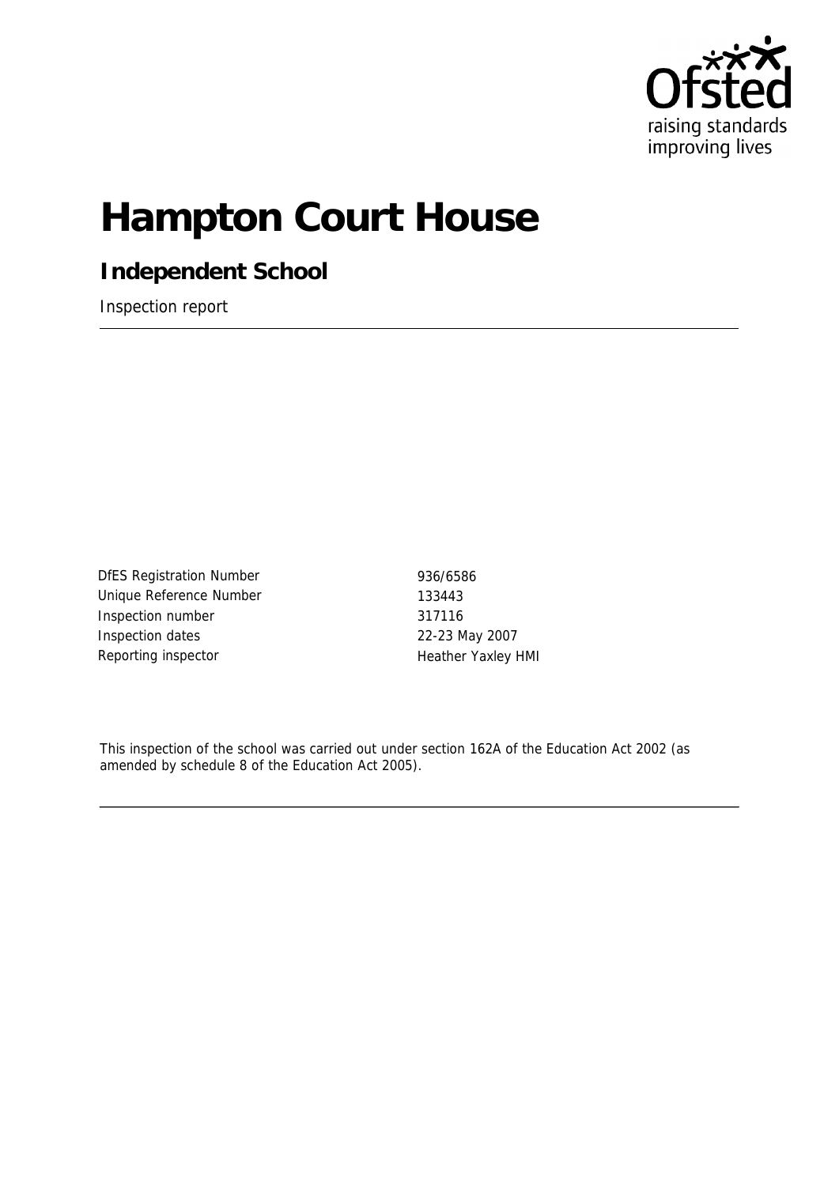Ofsted
raising standards
improving lives

# Hampton Court House

## Independent School

Inspection report

| | |
|---|---|
| DfES Registration Number | 936/6586 |
| Unique Reference Number | 133443 |
| Inspection number | 317116 |
| Inspection dates | 22-23 May 2007 |
| Reporting inspector | Heather Yaxley HMI |

This inspection of the school was carried out under section 162A of the Education Act 2002 (as amended by schedule 8 of the Education Act 2005).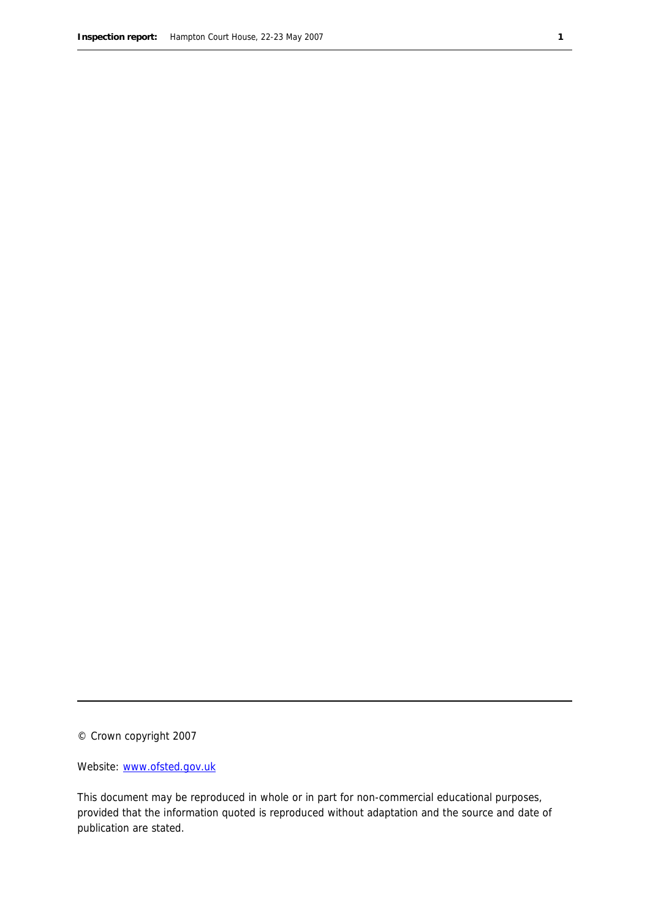© Crown copyright 2007

Website: [www.ofsted.gov.uk](http://www.ofsted.gov.uk)

This document may be reproduced in whole or in part for non-commercial educational purposes, provided that the information quoted is reproduced without adaptation and the source and date of publication are stated.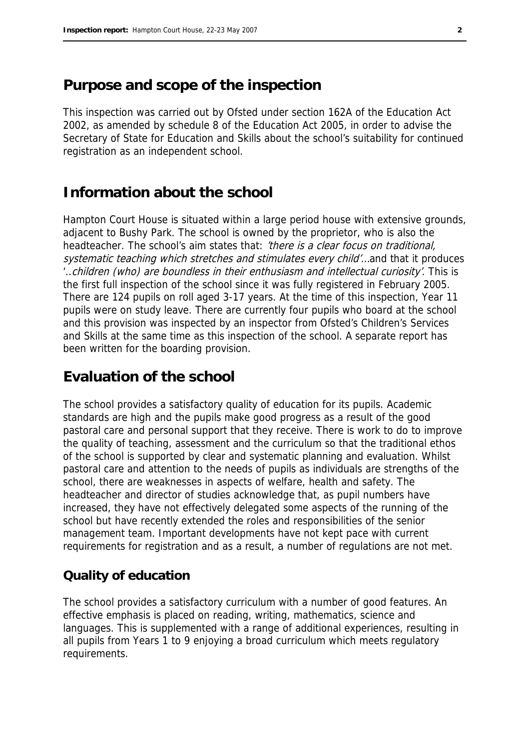## Purpose and scope of the inspection

This inspection was carried out by Ofsted under section 162A of the Education Act 2002, as amended by schedule 8 of the Education Act 2005, in order to advise the Secretary of State for Education and Skills about the school's suitability for continued registration as an independent school.

## Information about the school

Hampton Court House is situated within a large period house with extensive grounds, adjacent to Bushy Park. The school is owned by the proprietor, who is also the headteacher. The school's aim states that: *'there is a clear focus on traditional, systematic teaching which stretches and stimulates every child'…*and that it produces '..*children (who) are boundless in their enthusiasm and intellectual curiosity'*. This is the first full inspection of the school since it was fully registered in February 2005. There are 124 pupils on roll aged 3-17 years. At the time of this inspection, Year 11 pupils were on study leave. There are currently four pupils who board at the school and this provision was inspected by an inspector from Ofsted's Children's Services and Skills at the same time as this inspection of the school. A separate report has been written for the boarding provision.

## Evaluation of the school

The school provides a satisfactory quality of education for its pupils. Academic standards are high and the pupils make good progress as a result of the good pastoral care and personal support that they receive. There is work to do to improve the quality of teaching, assessment and the curriculum so that the traditional ethos of the school is supported by clear and systematic planning and evaluation. Whilst pastoral care and attention to the needs of pupils as individuals are strengths of the school, there are weaknesses in aspects of welfare, health and safety. The headteacher and director of studies acknowledge that, as pupil numbers have increased, they have not effectively delegated some aspects of the running of the school but have recently extended the roles and responsibilities of the senior management team. Important developments have not kept pace with current requirements for registration and as a result, a number of regulations are not met.

### Quality of education

The school provides a satisfactory curriculum with a number of good features. An effective emphasis is placed on reading, writing, mathematics, science and languages. This is supplemented with a range of additional experiences, resulting in all pupils from Years 1 to 9 enjoying a broad curriculum which meets regulatory requirements.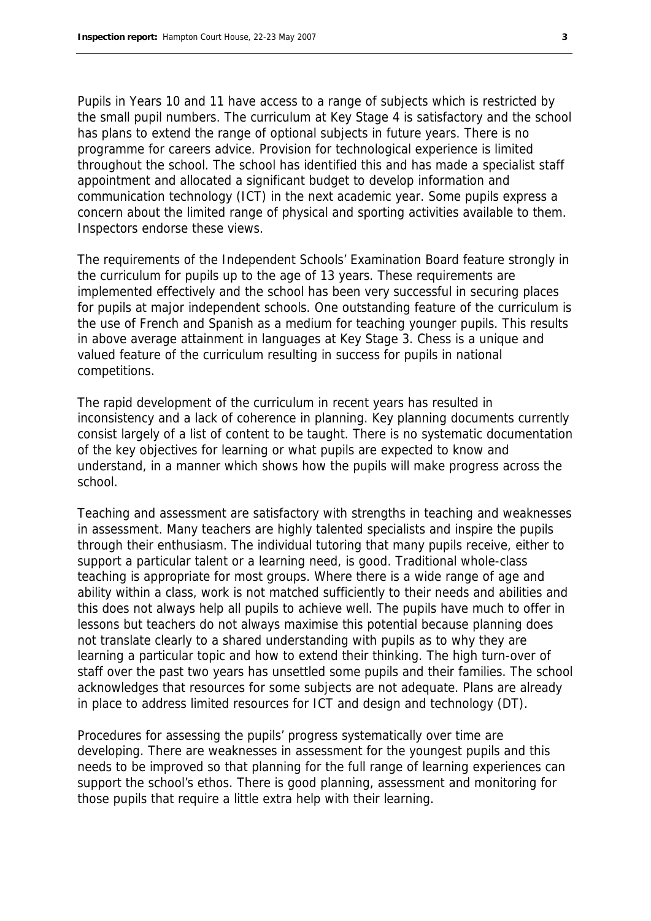Pupils in Years 10 and 11 have access to a range of subjects which is restricted by the small pupil numbers. The curriculum at Key Stage 4 is satisfactory and the school has plans to extend the range of optional subjects in future years. There is no programme for careers advice. Provision for technological experience is limited throughout the school. The school has identified this and has made a specialist staff appointment and allocated a significant budget to develop information and communication technology (ICT) in the next academic year. Some pupils express a concern about the limited range of physical and sporting activities available to them. Inspectors endorse these views.

The requirements of the Independent Schools' Examination Board feature strongly in the curriculum for pupils up to the age of 13 years. These requirements are implemented effectively and the school has been very successful in securing places for pupils at major independent schools. One outstanding feature of the curriculum is the use of French and Spanish as a medium for teaching younger pupils. This results in above average attainment in languages at Key Stage 3. Chess is a unique and valued feature of the curriculum resulting in success for pupils in national competitions.

The rapid development of the curriculum in recent years has resulted in inconsistency and a lack of coherence in planning. Key planning documents currently consist largely of a list of content to be taught. There is no systematic documentation of the key objectives for learning or what pupils are expected to know and understand, in a manner which shows how the pupils will make progress across the school.

Teaching and assessment are satisfactory with strengths in teaching and weaknesses in assessment. Many teachers are highly talented specialists and inspire the pupils through their enthusiasm. The individual tutoring that many pupils receive, either to support a particular talent or a learning need, is good. Traditional whole-class teaching is appropriate for most groups. Where there is a wide range of age and ability within a class, work is not matched sufficiently to their needs and abilities and this does not always help all pupils to achieve well. The pupils have much to offer in lessons but teachers do not always maximise this potential because planning does not translate clearly to a shared understanding with pupils as to why they are learning a particular topic and how to extend their thinking. The high turn-over of staff over the past two years has unsettled some pupils and their families. The school acknowledges that resources for some subjects are not adequate. Plans are already in place to address limited resources for ICT and design and technology (DT).

Procedures for assessing the pupils' progress systematically over time are developing. There are weaknesses in assessment for the youngest pupils and this needs to be improved so that planning for the full range of learning experiences can support the school's ethos. There is good planning, assessment and monitoring for those pupils that require a little extra help with their learning.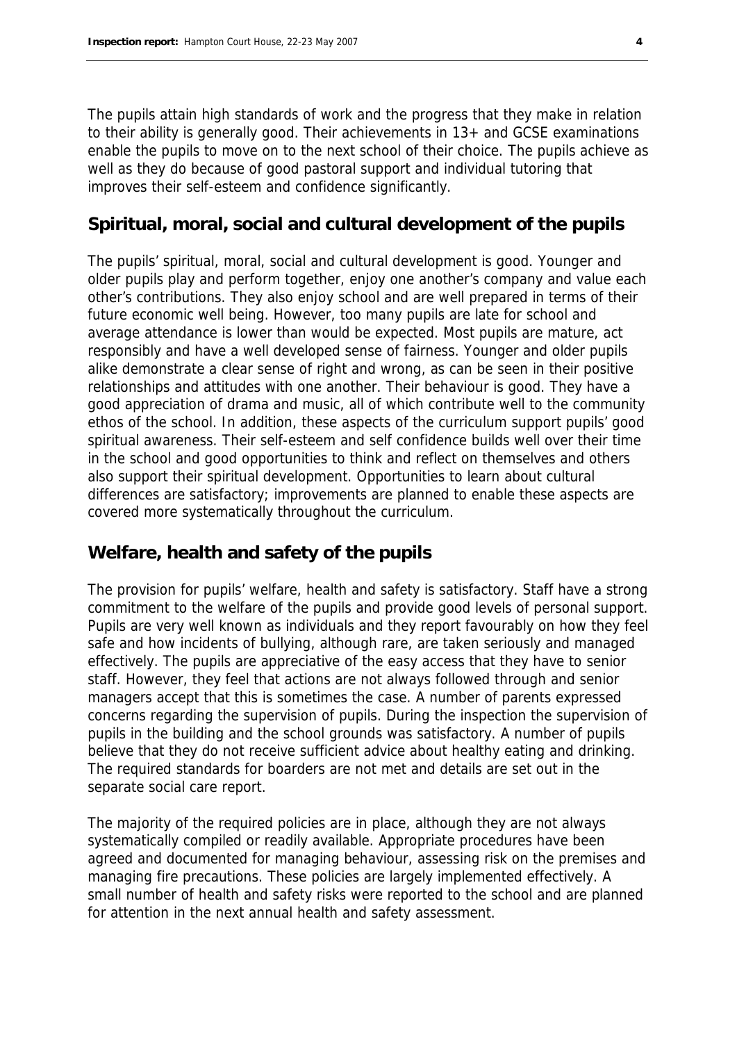The pupils attain high standards of work and the progress that they make in relation to their ability is generally good. Their achievements in 13+ and GCSE examinations enable the pupils to move on to the next school of their choice. The pupils achieve as well as they do because of good pastoral support and individual tutoring that improves their self-esteem and confidence significantly.

## Spiritual, moral, social and cultural development of the pupils

The pupils' spiritual, moral, social and cultural development is good. Younger and older pupils play and perform together, enjoy one another's company and value each other's contributions. They also enjoy school and are well prepared in terms of their future economic well being. However, too many pupils are late for school and average attendance is lower than would be expected. Most pupils are mature, act responsibly and have a well developed sense of fairness. Younger and older pupils alike demonstrate a clear sense of right and wrong, as can be seen in their positive relationships and attitudes with one another. Their behaviour is good. They have a good appreciation of drama and music, all of which contribute well to the community ethos of the school. In addition, these aspects of the curriculum support pupils' good spiritual awareness. Their self-esteem and self confidence builds well over their time in the school and good opportunities to think and reflect on themselves and others also support their spiritual development. Opportunities to learn about cultural differences are satisfactory; improvements are planned to enable these aspects are covered more systematically throughout the curriculum.

## Welfare, health and safety of the pupils

The provision for pupils' welfare, health and safety is satisfactory. Staff have a strong commitment to the welfare of the pupils and provide good levels of personal support. Pupils are very well known as individuals and they report favourably on how they feel safe and how incidents of bullying, although rare, are taken seriously and managed effectively. The pupils are appreciative of the easy access that they have to senior staff. However, they feel that actions are not always followed through and senior managers accept that this is sometimes the case. A number of parents expressed concerns regarding the supervision of pupils. During the inspection the supervision of pupils in the building and the school grounds was satisfactory. A number of pupils believe that they do not receive sufficient advice about healthy eating and drinking. The required standards for boarders are not met and details are set out in the separate social care report.

The majority of the required policies are in place, although they are not always systematically compiled or readily available. Appropriate procedures have been agreed and documented for managing behaviour, assessing risk on the premises and managing fire precautions. These policies are largely implemented effectively. A small number of health and safety risks were reported to the school and are planned for attention in the next annual health and safety assessment.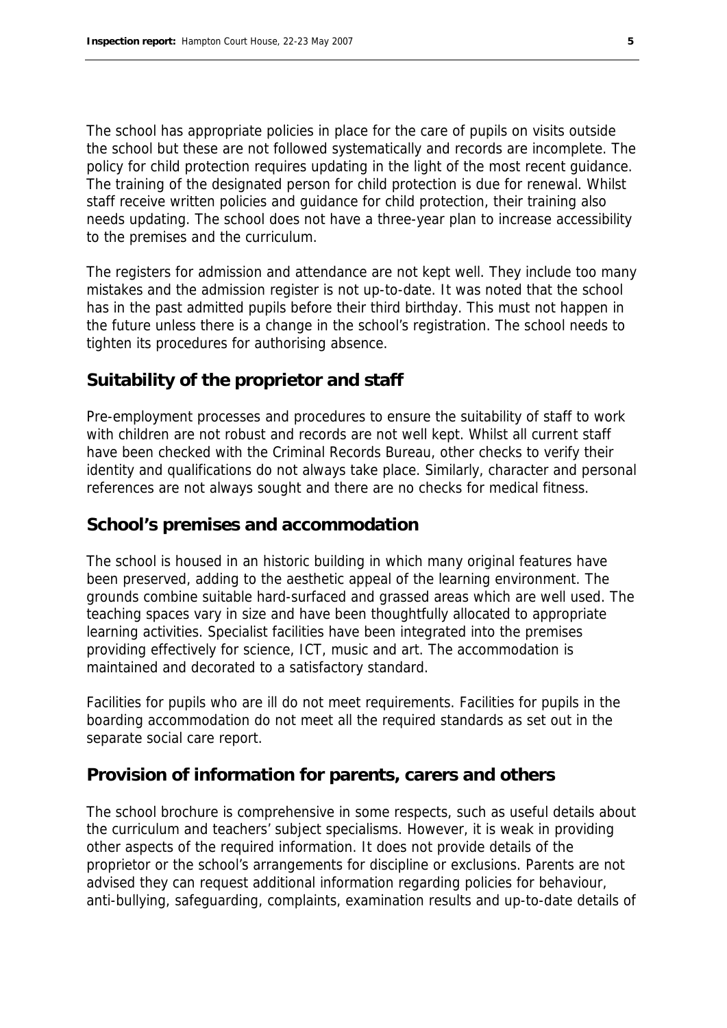The school has appropriate policies in place for the care of pupils on visits outside the school but these are not followed systematically and records are incomplete. The policy for child protection requires updating in the light of the most recent guidance. The training of the designated person for child protection is due for renewal. Whilst staff receive written policies and guidance for child protection, their training also needs updating. The school does not have a three-year plan to increase accessibility to the premises and the curriculum.

The registers for admission and attendance are not kept well. They include too many mistakes and the admission register is not up-to-date. It was noted that the school has in the past admitted pupils before their third birthday. This must not happen in the future unless there is a change in the school's registration. The school needs to tighten its procedures for authorising absence.

## Suitability of the proprietor and staff

Pre-employment processes and procedures to ensure the suitability of staff to work with children are not robust and records are not well kept. Whilst all current staff have been checked with the Criminal Records Bureau, other checks to verify their identity and qualifications do not always take place. Similarly, character and personal references are not always sought and there are no checks for medical fitness.

## School's premises and accommodation

The school is housed in an historic building in which many original features have been preserved, adding to the aesthetic appeal of the learning environment. The grounds combine suitable hard-surfaced and grassed areas which are well used. The teaching spaces vary in size and have been thoughtfully allocated to appropriate learning activities. Specialist facilities have been integrated into the premises providing effectively for science, ICT, music and art. The accommodation is maintained and decorated to a satisfactory standard.

Facilities for pupils who are ill do not meet requirements. Facilities for pupils in the boarding accommodation do not meet all the required standards as set out in the separate social care report.

## Provision of information for parents, carers and others

The school brochure is comprehensive in some respects, such as useful details about the curriculum and teachers' subject specialisms. However, it is weak in providing other aspects of the required information. It does not provide details of the proprietor or the school's arrangements for discipline or exclusions. Parents are not advised they can request additional information regarding policies for behaviour, anti-bullying, safeguarding, complaints, examination results and up-to-date details of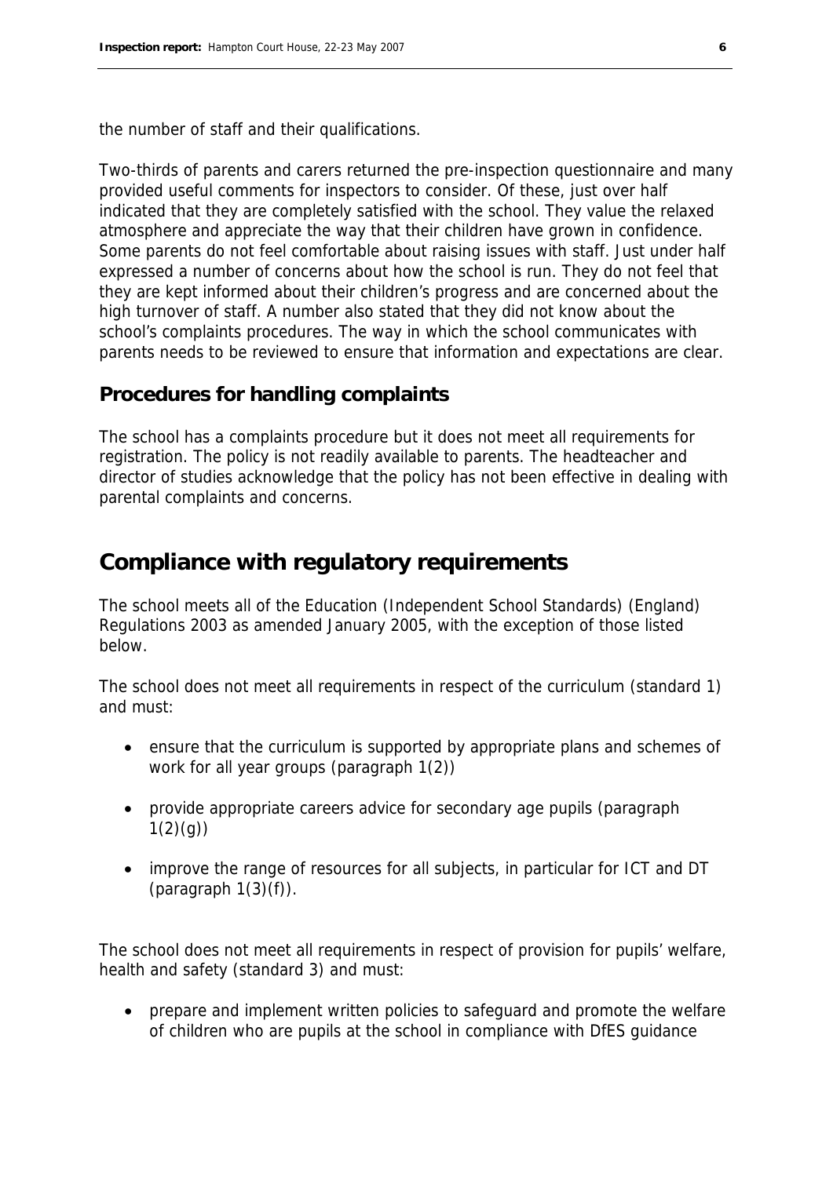the number of staff and their qualifications.

Two-thirds of parents and carers returned the pre-inspection questionnaire and many provided useful comments for inspectors to consider. Of these, just over half indicated that they are completely satisfied with the school. They value the relaxed atmosphere and appreciate the way that their children have grown in confidence. Some parents do not feel comfortable about raising issues with staff. Just under half expressed a number of concerns about how the school is run. They do not feel that they are kept informed about their children's progress and are concerned about the high turnover of staff. A number also stated that they did not know about the school's complaints procedures. The way in which the school communicates with parents needs to be reviewed to ensure that information and expectations are clear.

### Procedures for handling complaints

The school has a complaints procedure but it does not meet all requirements for registration. The policy is not readily available to parents. The headteacher and director of studies acknowledge that the policy has not been effective in dealing with parental complaints and concerns.

## Compliance with regulatory requirements

The school meets all of the Education (Independent School Standards) (England) Regulations 2003 as amended January 2005, with the exception of those listed below.

The school does not meet all requirements in respect of the curriculum (standard 1) and must:

- ensure that the curriculum is supported by appropriate plans and schemes of work for all year groups (paragraph 1(2))
- provide appropriate careers advice for secondary age pupils (paragraph 1(2)(g))
- improve the range of resources for all subjects, in particular for ICT and DT (paragraph 1(3)(f)).

The school does not meet all requirements in respect of provision for pupils' welfare, health and safety (standard 3) and must:

- prepare and implement written policies to safeguard and promote the welfare of children who are pupils at the school in compliance with DfES guidance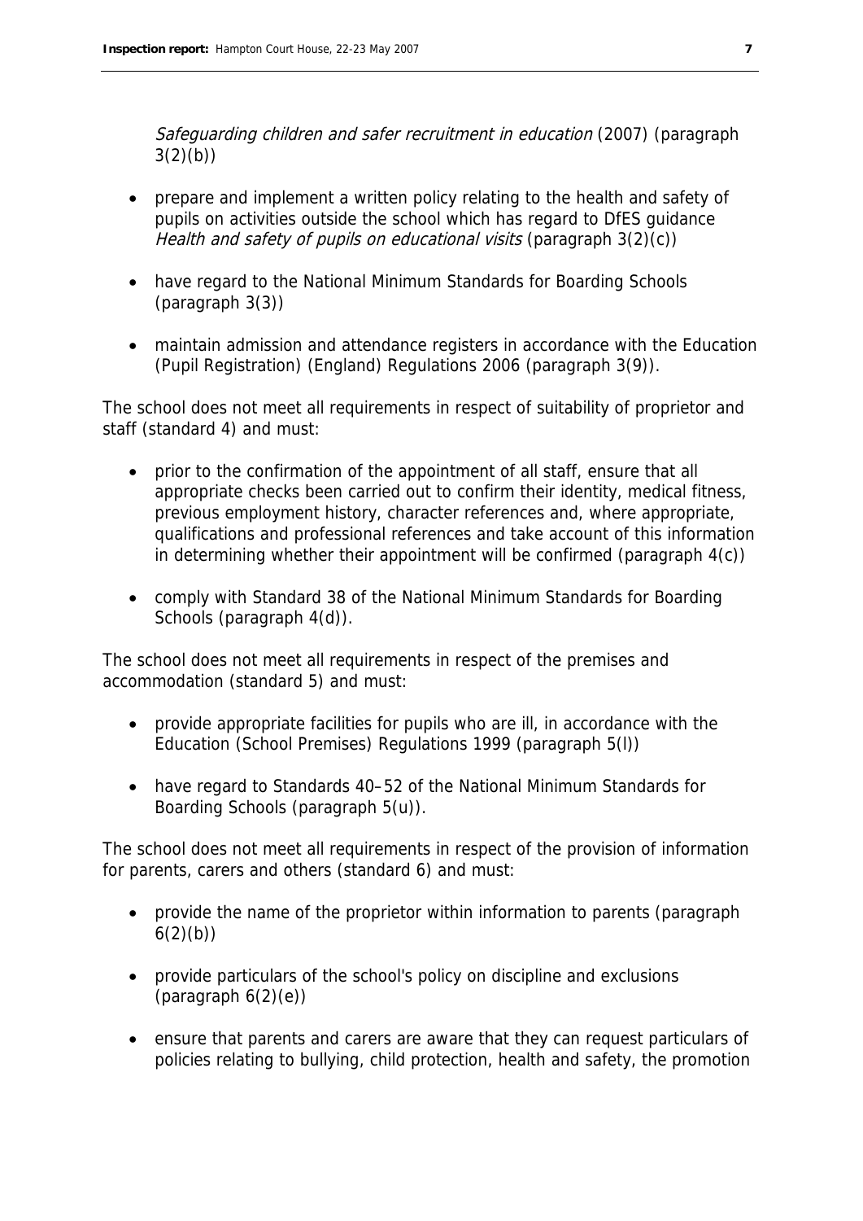*Safeguarding children and safer recruitment in education* (2007) (paragraph 3(2)(b))

- prepare and implement a written policy relating to the health and safety of pupils on activities outside the school which has regard to DfES guidance *Health and safety of pupils on educational visits* (paragraph 3(2)(c))
- have regard to the National Minimum Standards for Boarding Schools (paragraph 3(3))
- maintain admission and attendance registers in accordance with the Education (Pupil Registration) (England) Regulations 2006 (paragraph 3(9)).

The school does not meet all requirements in respect of suitability of proprietor and staff (standard 4) and must:

- prior to the confirmation of the appointment of all staff, ensure that all appropriate checks been carried out to confirm their identity, medical fitness, previous employment history, character references and, where appropriate, qualifications and professional references and take account of this information in determining whether their appointment will be confirmed (paragraph 4(c))
- comply with Standard 38 of the National Minimum Standards for Boarding Schools (paragraph 4(d)).

The school does not meet all requirements in respect of the premises and accommodation (standard 5) and must:

- provide appropriate facilities for pupils who are ill, in accordance with the Education (School Premises) Regulations 1999 (paragraph 5(l))
- have regard to Standards 40–52 of the National Minimum Standards for Boarding Schools (paragraph 5(u)).

The school does not meet all requirements in respect of the provision of information for parents, carers and others (standard 6) and must:

- provide the name of the proprietor within information to parents (paragraph 6(2)(b))
- provide particulars of the school's policy on discipline and exclusions (paragraph 6(2)(e))
- ensure that parents and carers are aware that they can request particulars of policies relating to bullying, child protection, health and safety, the promotion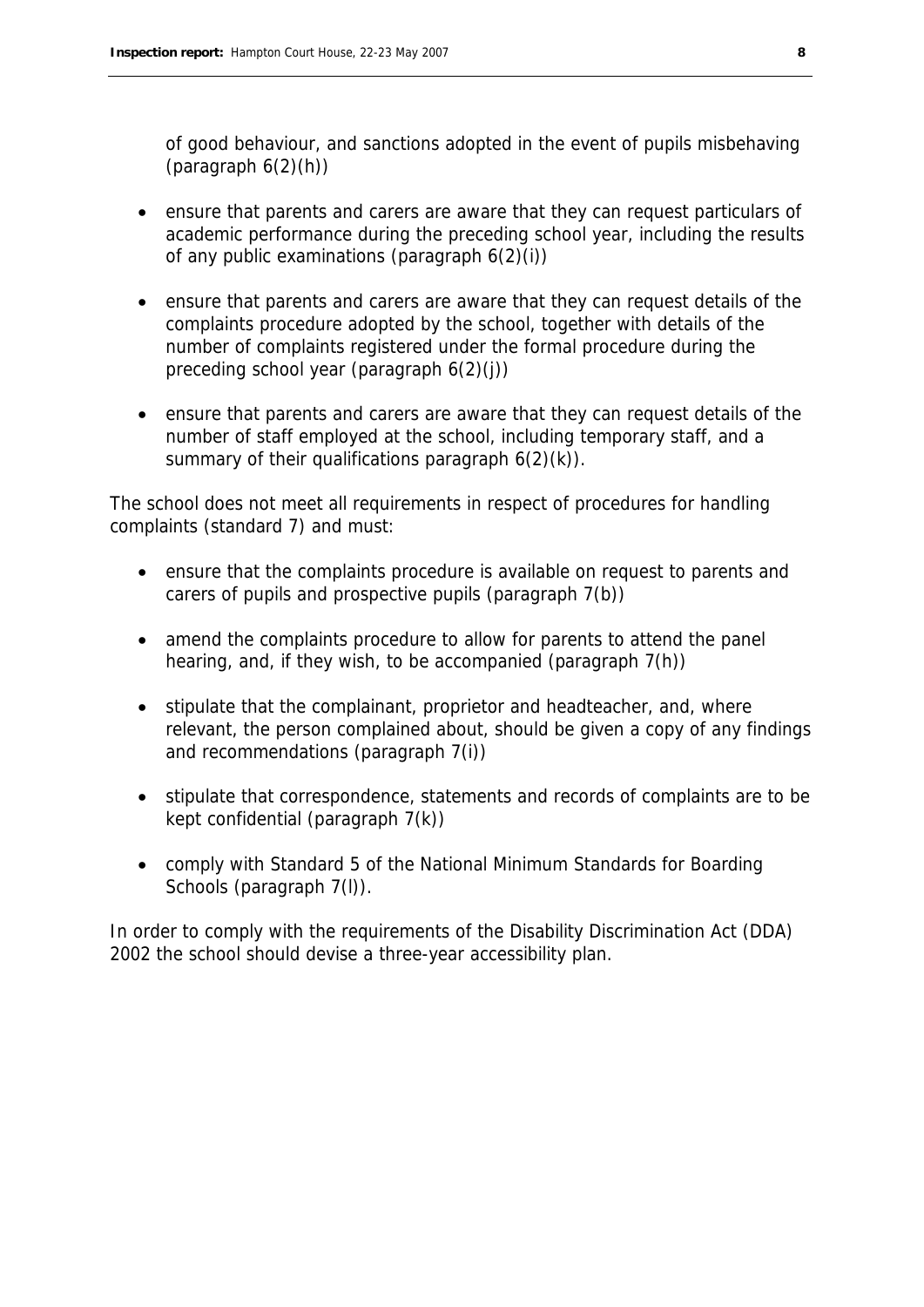of good behaviour, and sanctions adopted in the event of pupils misbehaving (paragraph 6(2)(h))

- ensure that parents and carers are aware that they can request particulars of academic performance during the preceding school year, including the results of any public examinations (paragraph 6(2)(i))
- ensure that parents and carers are aware that they can request details of the complaints procedure adopted by the school, together with details of the number of complaints registered under the formal procedure during the preceding school year (paragraph 6(2)(j))
- ensure that parents and carers are aware that they can request details of the number of staff employed at the school, including temporary staff, and a summary of their qualifications paragraph 6(2)(k)).

The school does not meet all requirements in respect of procedures for handling complaints (standard 7) and must:

- ensure that the complaints procedure is available on request to parents and carers of pupils and prospective pupils (paragraph 7(b))
- amend the complaints procedure to allow for parents to attend the panel hearing, and, if they wish, to be accompanied (paragraph 7(h))
- stipulate that the complainant, proprietor and headteacher, and, where relevant, the person complained about, should be given a copy of any findings and recommendations (paragraph 7(i))
- stipulate that correspondence, statements and records of complaints are to be kept confidential (paragraph 7(k))
- comply with Standard 5 of the National Minimum Standards for Boarding Schools (paragraph 7(l)).

In order to comply with the requirements of the Disability Discrimination Act (DDA) 2002 the school should devise a three-year accessibility plan.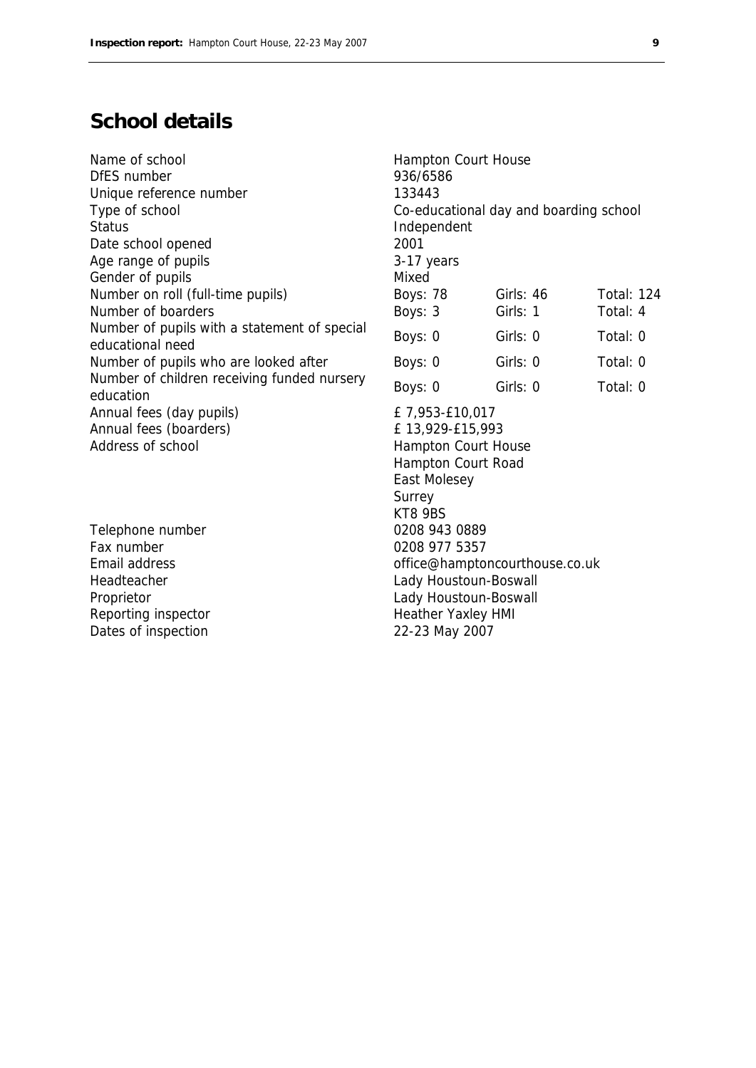## School details

| | | | |
|---|---|---|---|
| Name of school | Hampton Court House | | |
| DfES number | 936/6586 | | |
| Unique reference number | 133443 | | |
| Type of school | Co-educational day and boarding school | | |
| Status | Independent | | |
| Date school opened | 2001 | | |
| Age range of pupils | 3-17 years | | |
| Gender of pupils | Mixed | | |
| Number on roll (full-time pupils) | Boys: 78 | Girls: 46 | Total: 124 |
| Number of boarders | Boys: 3 | Girls: 1 | Total: 4 |
| Number of pupils with a statement of special educational need | Boys: 0 | Girls: 0 | Total: 0 |
| Number of pupils who are looked after | Boys: 0 | Girls: 0 | Total: 0 |
| Number of children receiving funded nursery education | Boys: 0 | Girls: 0 | Total: 0 |
| Annual fees (day pupils) | £ 7,953-£10,017 | | |
| Annual fees (boarders) | £ 13,929-£15,993 | | |
| Address of school | Hampton Court House<br>Hampton Court Road<br>East Molesey<br>Surrey<br>KT8 9BS | | |
| Telephone number | 0208 943 0889 | | |
| Fax number | 0208 977 5357 | | |
| Email address | office@hamptoncourthouse.co.uk | | |
| Headteacher | Lady Houstoun-Boswall | | |
| Proprietor | Lady Houstoun-Boswall | | |
| Reporting inspector | Heather Yaxley HMI | | |
| Dates of inspection | 22-23 May 2007 | | |